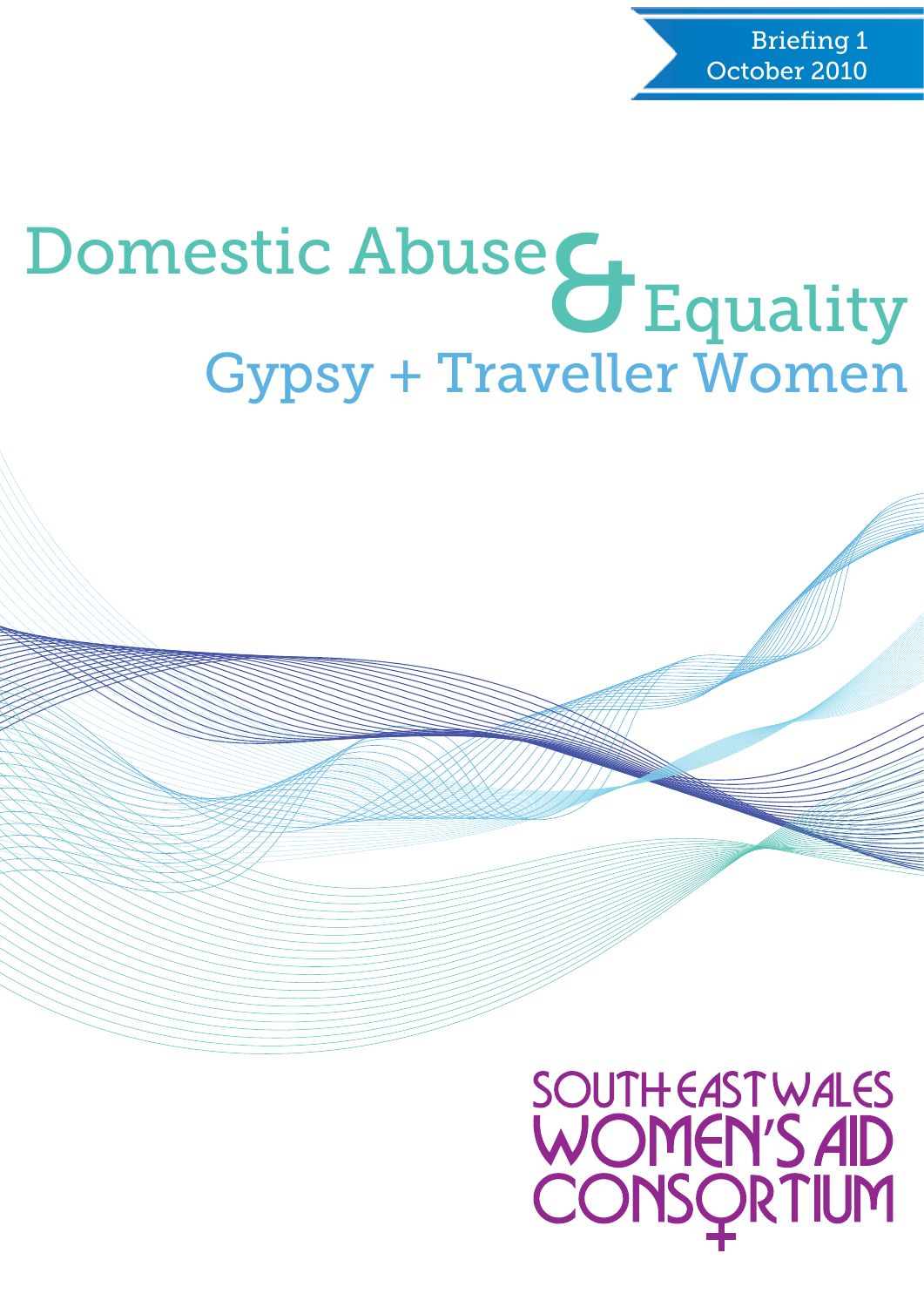Briefing 1
October 2010

# Domestic Abuse & Equality

## Gypsy + Traveller Women

SOUTH EAST WALES
WOMEN'S AID
CONSORTIUM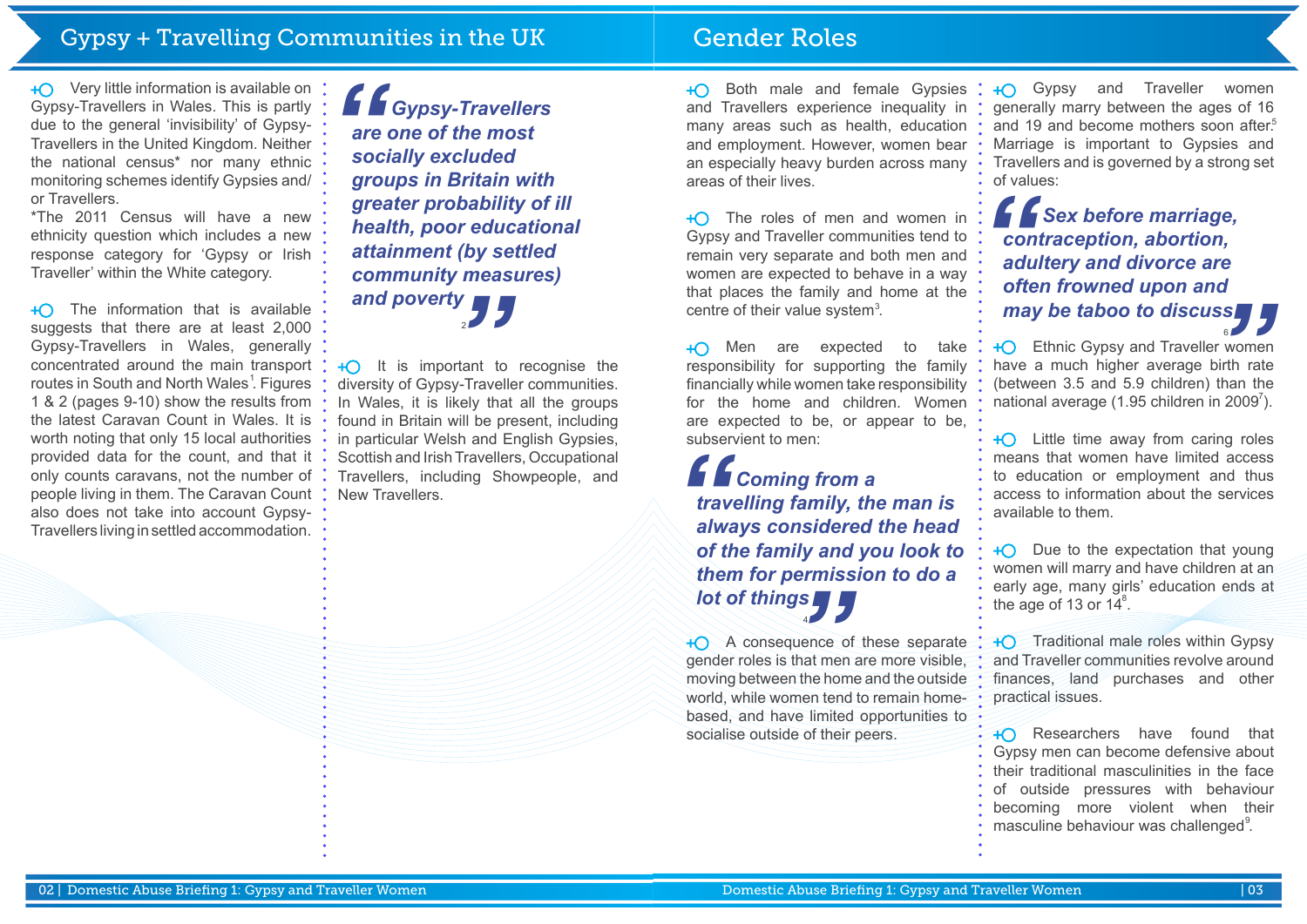## Gypsy + Travelling Communities in the UK

Very little information is available on Gypsy-Travellers in Wales. This is partly due to the general 'invisibility' of Gypsy-Travellers in the United Kingdom. Neither the national census* nor many ethnic monitoring schemes identify Gypsies and/or Travellers.

*The 2011 Census will have a new ethnicity question which includes a new response category for 'Gypsy or Irish Traveller' within the White category.

The information that is available suggests that there are at least 2,000 Gypsy-Travellers in Wales, generally concentrated around the main transport routes in South and North Wales[1]. Figures 1 & 2 (pages 9-10) show the results from the latest Caravan Count in Wales. It is worth noting that only 15 local authorities provided data for the count, and that it only counts caravans, not the number of people living in them. The Caravan Count also does not take into account Gypsy-Travellers living in settled accommodation.

> ***"Gypsy-Travellers are one of the most socially excluded groups in Britain with greater probability of ill health, poor educational attainment (by settled community measures) and poverty"*** [2]

It is important to recognise the diversity of Gypsy-Traveller communities. In Wales, it is likely that all the groups found in Britain will be present, including in particular Welsh and English Gypsies, Scottish and Irish Travellers, Occupational Travellers, including Showpeople, and New Travellers.

## Gender Roles

Both male and female Gypsies and Travellers experience inequality in many areas such as health, education and employment. However, women bear an especially heavy burden across many areas of their lives.

The roles of men and women in Gypsy and Traveller communities tend to remain very separate and both men and women are expected to behave in a way that places the family and home at the centre of their value system[3].

Men are expected to take responsibility for supporting the family financially while women take responsibility for the home and children. Women are expected to be, or appear to be, subservient to men:

> ***"Coming from a travelling family, the man is always considered the head of the family and you look to them for permission to do a lot of things"*** [4]

A consequence of these separate gender roles is that men are more visible, moving between the home and the outside world, while women tend to remain home-based, and have limited opportunities to socialise outside of their peers.

Gypsy and Traveller women generally marry between the ages of 16 and 19 and become mothers soon after.[5] Marriage is important to Gypsies and Travellers and is governed by a strong set of values:

> ***"Sex before marriage, contraception, abortion, adultery and divorce are often frowned upon and may be taboo to discuss"*** [6]

Ethnic Gypsy and Traveller women have a much higher average birth rate (between 3.5 and 5.9 children) than the national average (1.95 children in 2009[7]).

Little time away from caring roles means that women have limited access to education or employment and thus access to information about the services available to them.

Due to the expectation that young women will marry and have children at an early age, many girls' education ends at the age of 13 or 14[8].

Traditional male roles within Gypsy and Traveller communities revolve around finances, land purchases and other practical issues.

Researchers have found that Gypsy men can become defensive about their traditional masculinities in the face of outside pressures with behaviour becoming more violent when their masculine behaviour was challenged[9].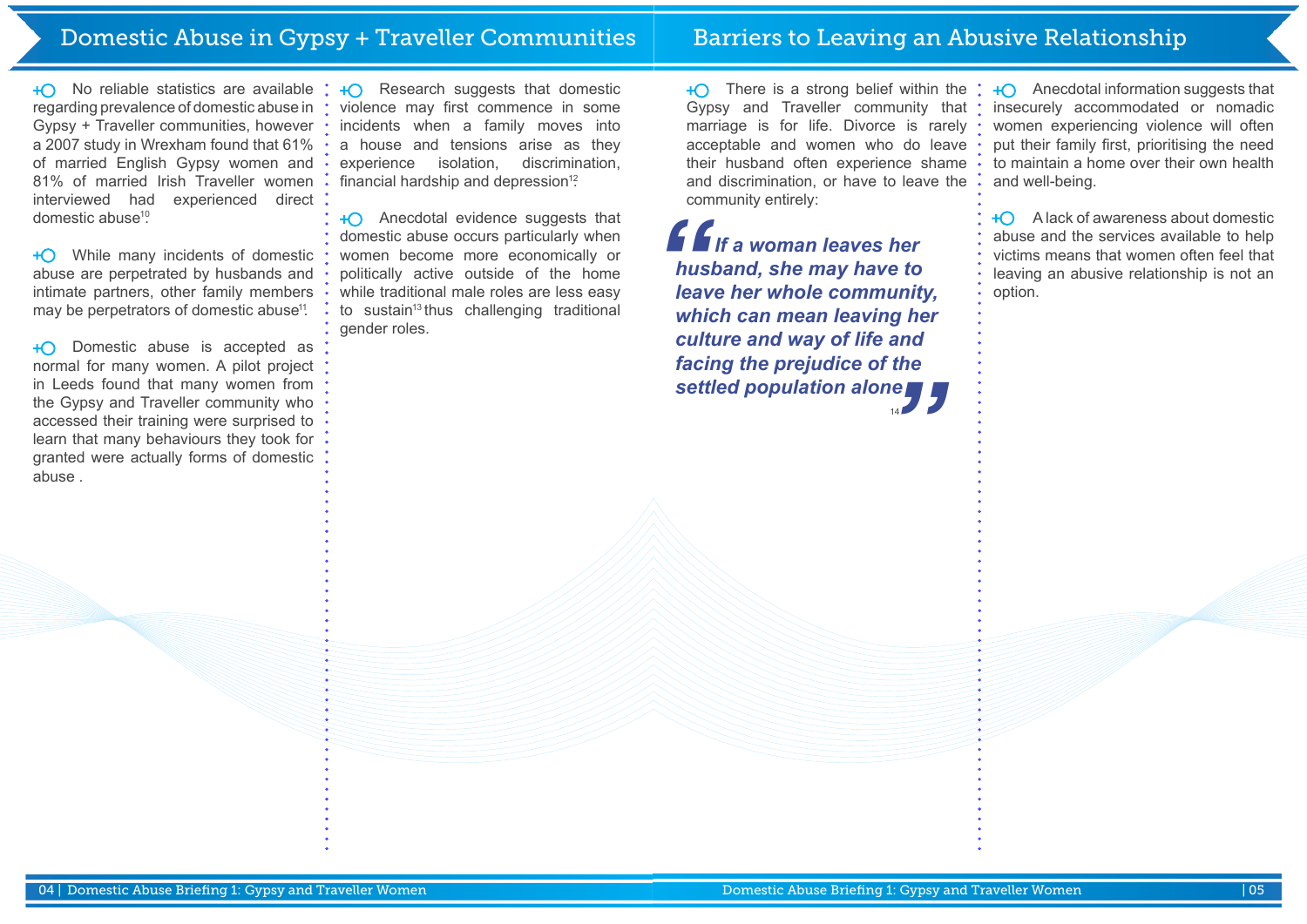## Domestic Abuse in Gypsy + Traveller Communities

No reliable statistics are available regarding prevalence of domestic abuse in Gypsy + Traveller communities, however a 2007 study in Wrexham found that 61% of married English Gypsy women and 81% of married Irish Traveller women interviewed had experienced direct domestic abuse[10].

While many incidents of domestic abuse are perpetrated by husbands and intimate partners, other family members may be perpetrators of domestic abuse[11].

Domestic abuse is accepted as normal for many women. A pilot project in Leeds found that many women from the Gypsy and Traveller community who accessed their training were surprised to learn that many behaviours they took for granted were actually forms of domestic abuse .

Research suggests that domestic violence may first commence in some incidents when a family moves into a house and tensions arise as they experience isolation, discrimination, financial hardship and depression[12].

Anecdotal evidence suggests that domestic abuse occurs particularly when women become more economically or politically active outside of the home while traditional male roles are less easy to sustain[13] thus challenging traditional gender roles.

## Barriers to Leaving an Abusive Relationship

There is a strong belief within the Gypsy and Traveller community that marriage is for life. Divorce is rarely acceptable and women who do leave their husband often experience shame and discrimination, or have to leave the community entirely:

> ***"If a woman leaves her husband, she may have to leave her whole community, which can mean leaving her culture and way of life and facing the prejudice of the settled population alone"*** [14]

Anecdotal information suggests that insecurely accommodated or nomadic women experiencing violence will often put their family first, prioritising the need to maintain a home over their own health and well-being.

A lack of awareness about domestic abuse and the services available to help victims means that women often feel that leaving an abusive relationship is not an option.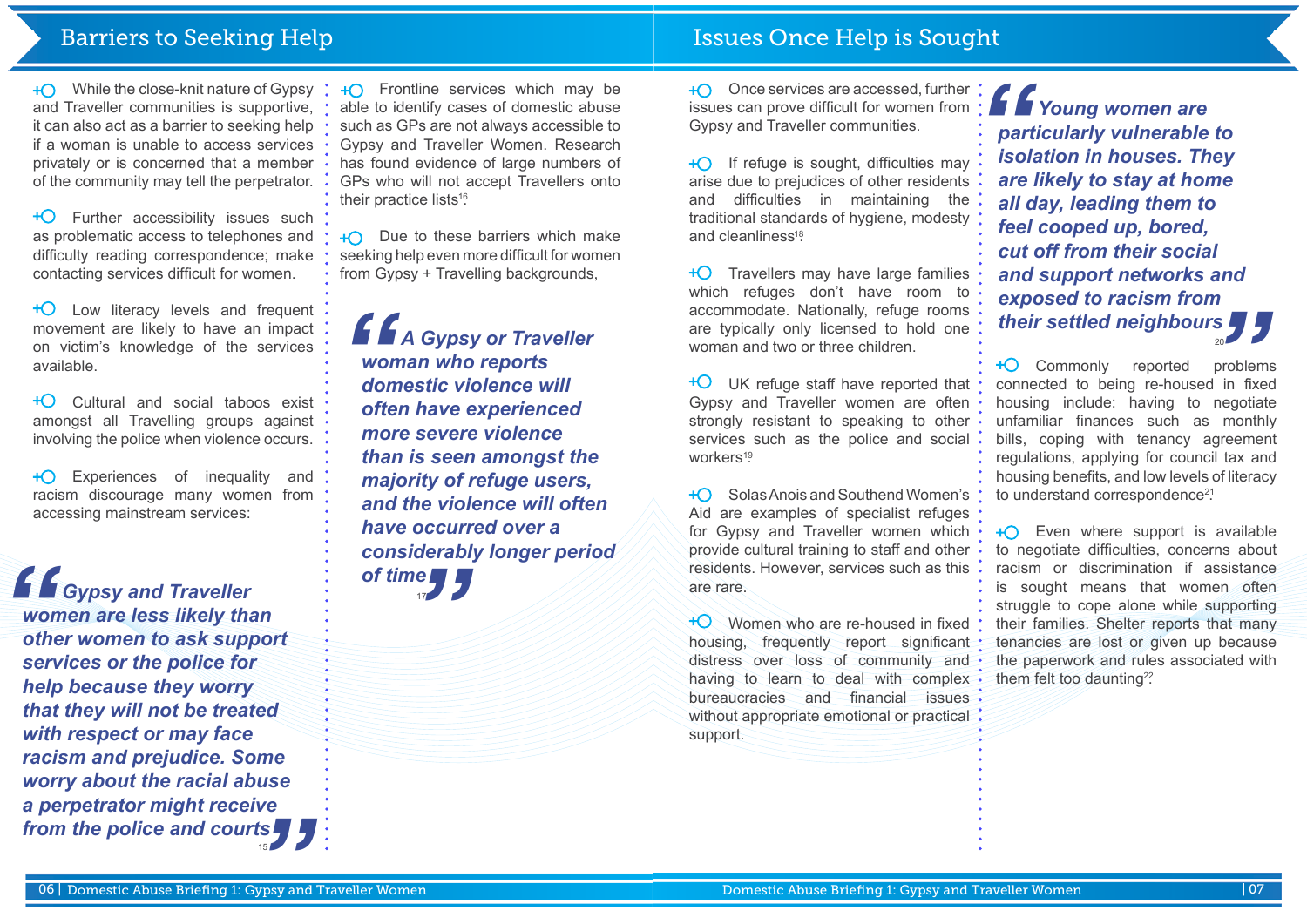## Barriers to Seeking Help

- While the close-knit nature of Gypsy and Traveller communities is supportive, it can also act as a barrier to seeking help if a woman is unable to access services privately or is concerned that a member of the community may tell the perpetrator.

- Further accessibility issues such as problematic access to telephones and difficulty reading correspondence; make contacting services difficult for women.

- Low literacy levels and frequent movement are likely to have an impact on victim's knowledge of the services available.

- Cultural and social taboos exist amongst all Travelling groups against involving the police when violence occurs.

- Experiences of inequality and racism discourage many women from accessing mainstream services:

> ***"Gypsy and Traveller women are less likely than other women to ask support services or the police for help because they worry that they will not be treated with respect or may face racism and prejudice. Some worry about the racial abuse a perpetrator might receive from the police and courts"*** [15]

- Frontline services which may be able to identify cases of domestic abuse such as GPs are not always accessible to Gypsy and Traveller Women. Research has found evidence of large numbers of GPs who will not accept Travellers onto their practice lists[16].

- Due to these barriers which make seeking help even more difficult for women from Gypsy + Travelling backgrounds,

> ***"A Gypsy or Traveller woman who reports domestic violence will often have experienced more severe violence than is seen amongst the majority of refuge users, and the violence will often have occurred over a considerably longer period of time"*** [17]

## Issues Once Help is Sought

- Once services are accessed, further issues can prove difficult for women from Gypsy and Traveller communities.

- If refuge is sought, difficulties may arise due to prejudices of other residents and difficulties in maintaining the traditional standards of hygiene, modesty and cleanliness[18].

- Travellers may have large families which refuges don't have room to accommodate. Nationally, refuge rooms are typically only licensed to hold one woman and two or three children.

- UK refuge staff have reported that Gypsy and Traveller women are often strongly resistant to speaking to other services such as the police and social workers[19].

- Solas Anois and Southend Women's Aid are examples of specialist refuges for Gypsy and Traveller women which provide cultural training to staff and other residents. However, services such as this are rare.

- Women who are re-housed in fixed housing, frequently report significant distress over loss of community and having to learn to deal with complex bureaucracies and financial issues without appropriate emotional or practical support.

> ***"Young women are particularly vulnerable to isolation in houses. They are likely to stay at home all day, leading them to feel cooped up, bored, cut off from their social and support networks and exposed to racism from their settled neighbours"*** [20]

- Commonly reported problems connected to being re-housed in fixed housing include: having to negotiate unfamiliar finances such as monthly bills, coping with tenancy agreement regulations, applying for council tax and housing benefits, and low levels of literacy to understand correspondence[21].

- Even where support is available to negotiate difficulties, concerns about racism or discrimination if assistance is sought means that women often struggle to cope alone while supporting their families. Shelter reports that many tenancies are lost or given up because the paperwork and rules associated with them felt too daunting[22].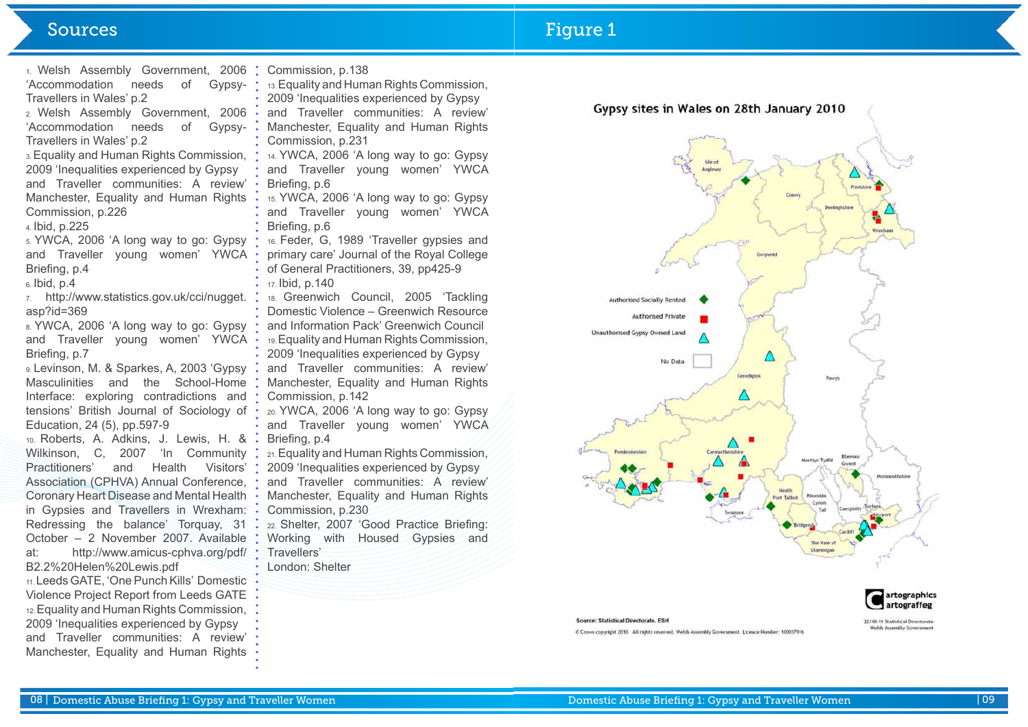## Sources

1. Welsh Assembly Government, 2006 'Accommodation needs of Gypsy-Travellers in Wales' p.2
2. Welsh Assembly Government, 2006 'Accommodation needs of Gypsy-Travellers in Wales' p.2
3. Equality and Human Rights Commission, 2009 'Inequalities experienced by Gypsy and Traveller communities: A review' Manchester, Equality and Human Rights Commission, p.226
4. Ibid, p.225
5. YWCA, 2006 'A long way to go: Gypsy and Traveller young women' YWCA Briefing, p.4
6. Ibid, p.4
7. http://www.statistics.gov.uk/cci/nugget.asp?id=369
8. YWCA, 2006 'A long way to go: Gypsy and Traveller young women' YWCA Briefing, p.7
9. Levinson, M. & Sparkes, A, 2003 'Gypsy Masculinities and the School-Home Interface: exploring contradictions and tensions' British Journal of Sociology of Education, 24 (5), pp.597-9
10. Roberts, A. Adkins, J. Lewis, H. & Wilkinson, C, 2007 'In Community Practitioners' and Health Visitors' Association (CPHVA) Annual Conference, Coronary Heart Disease and Mental Health in Gypsies and Travellers in Wrexham: Redressing the balance' Torquay, 31 October – 2 November 2007. Available at: http://www.amicus-cphva.org/pdf/B2.2%20Helen%20Lewis.pdf
11. Leeds GATE, 'One Punch Kills' Domestic Violence Project Report from Leeds GATE
12. Equality and Human Rights Commission, 2009 'Inequalities experienced by Gypsy and Traveller communities: A review' Manchester, Equality and Human Rights Commission, p.138
13. Equality and Human Rights Commission, 2009 'Inequalities experienced by Gypsy and Traveller communities: A review' Manchester, Equality and Human Rights Commission, p.231
14. YWCA, 2006 'A long way to go: Gypsy and Traveller young women' YWCA Briefing, p.6
15. YWCA, 2006 'A long way to go: Gypsy and Traveller young women' YWCA Briefing, p.6
16. Feder, G, 1989 'Traveller gypsies and primary care' Journal of the Royal College of General Practitioners, 39, pp425-9
17. Ibid, p.140
18. Greenwich Council, 2005 'Tackling Domestic Violence – Greenwich Resource and Information Pack' Greenwich Council
19. Equality and Human Rights Commission, 2009 'Inequalities experienced by Gypsy and Traveller communities: A review' Manchester, Equality and Human Rights Commission, p.142
20. YWCA, 2006 'A long way to go: Gypsy and Traveller young women' YWCA Briefing, p.4
21. Equality and Human Rights Commission, 2009 'Inequalities experienced by Gypsy and Traveller communities: A review' Manchester, Equality and Human Rights Commission, p.230
22. Shelter, 2007 'Good Practice Briefing: Working with Housed Gypsies and Travellers' London: Shelter

## Figure 1

Gypsy sites in Wales on 28th January 2010

Source: Statistical Directorate, ESH

© Crown copyright 2010. All rights reserved. Welsh Assembly Government. Licence Number: 100017916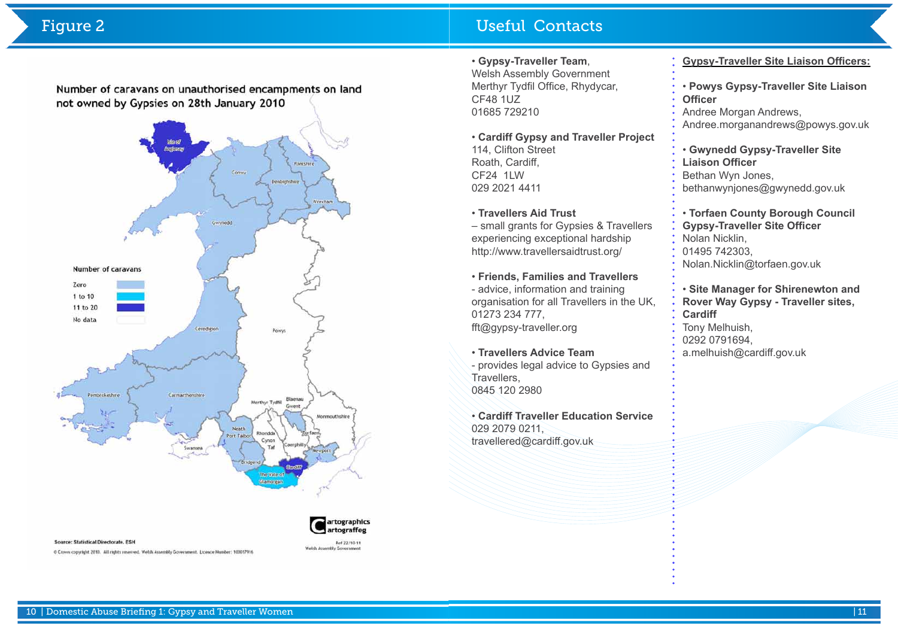# Figure 2

Number of caravans on unauthorised encampments on land not owned by Gypsies on 28th January 2010

Number of caravans

- Zero
- 1 to 10
- 11 to 20
- No data

Source: Statistical Directorate, ESH

© Crown copyright 2010. All rights reserved. Welsh Assembly Government. Licence Number: 100017916

Cartographics Cartograffeg

Ref 22/10-11 Welsh Assembly Government

# Useful Contacts

- **Gypsy-Traveller Team**, Welsh Assembly Government
  Merthyr Tydfil Office, Rhydycar,
  CF48 1UZ
  01685 729210

- **Cardiff Gypsy and Traveller Project**
  114, Clifton Street
  Roath, Cardiff,
  CF24 1LW
  029 2021 4411

- **Travellers Aid Trust**
  – small grants for Gypsies & Travellers experiencing exceptional hardship
  http://www.travellersaidtrust.org/

- **Friends, Families and Travellers**
  - advice, information and training organisation for all Travellers in the UK,
  01273 234 777,
  fft@gypsy-traveller.org

- **Travellers Advice Team**
  - provides legal advice to Gypsies and Travellers,
  0845 120 2980

- **Cardiff Traveller Education Service**
  029 2079 0211,
  travellered@cardiff.gov.uk

## Gypsy-Traveller Site Liaison Officers:

- **Powys Gypsy-Traveller Site Liaison Officer**
  Andree Morgan Andrews,
  Andree.morganandrews@powys.gov.uk

- **Gwynedd Gypsy-Traveller Site Liaison Officer**
  Bethan Wyn Jones,
  bethanwynjones@gwynedd.gov.uk

- **Torfaen County Borough Council Gypsy-Traveller Site Officer**
  Nolan Nicklin,
  01495 742303,
  Nolan.Nicklin@torfaen.gov.uk

- **Site Manager for Shirenewton and Rover Way Gypsy - Traveller sites, Cardiff**
  Tony Melhuish,
  0292 0791694,
  a.melhuish@cardiff.gov.uk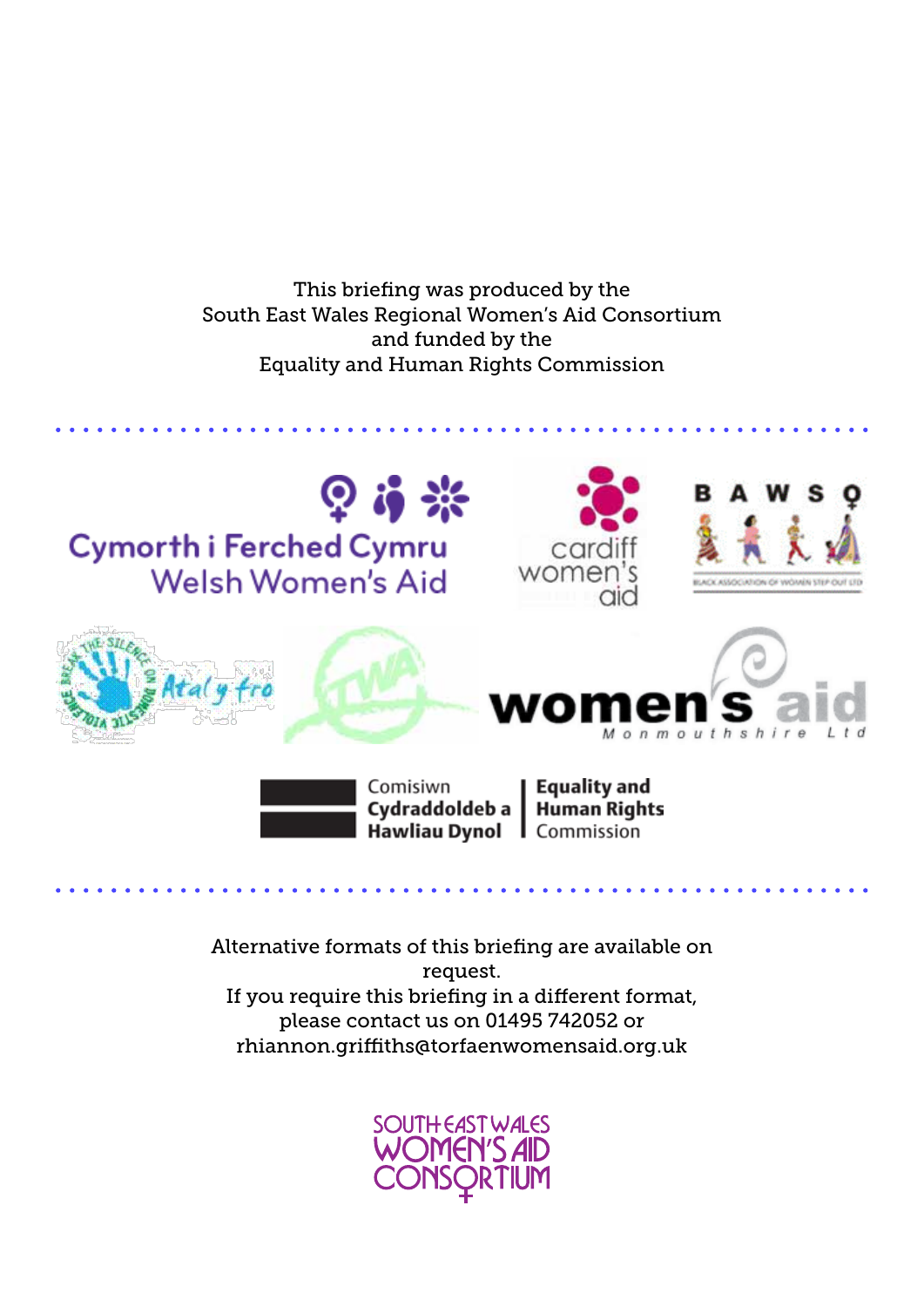This briefing was produced by the
South East Wales Regional Women's Aid Consortium
and funded by the
Equality and Human Rights Commission

Cymorth i Ferched Cymru
Welsh Women's Aid

cardiff women's aid

B A W S O

Atal y fro

women's aid
Monmouthshire Ltd

Comisiwn Cydraddoldeb a Hawliau Dynol | Equality and Human Rights Commission

Alternative formats of this briefing are available on request.
If you require this briefing in a different format, please contact us on 01495 742052 or rhiannon.griffiths@torfaenwomensaid.org.uk

SOUTH EAST WALES WOMEN'S AID CONSORTIUM